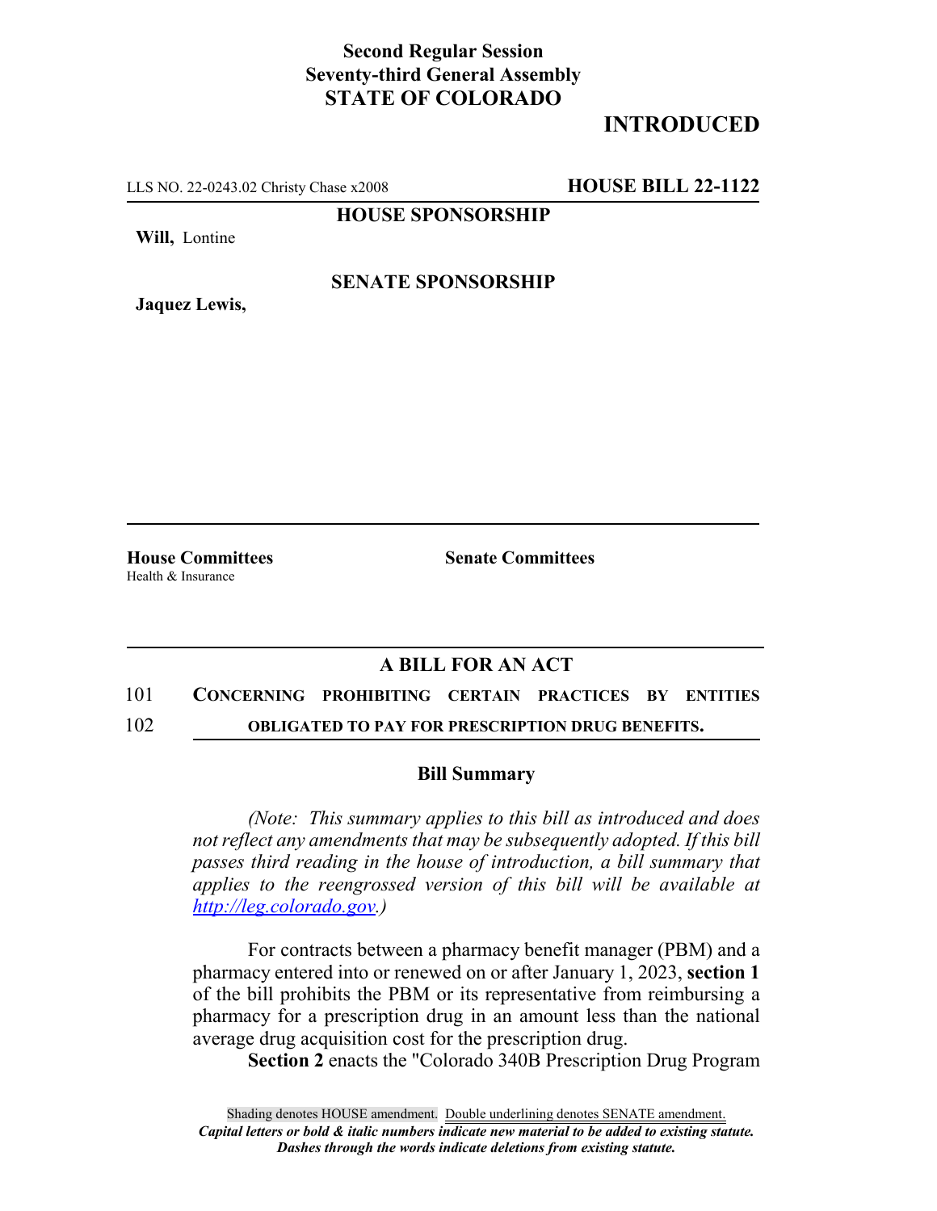**Second Regular Session**
**Seventy-third General Assembly**
**STATE OF COLORADO**

# INTRODUCED

LLS NO. 22-0243.02 Christy Chase x2008 **HOUSE BILL 22-1122**

**HOUSE SPONSORSHIP**

**Will,** Lontine

**SENATE SPONSORSHIP**

**Jaquez Lewis,**

**House Committees**
Health & Insurance

**Senate Committees**

## A BILL FOR AN ACT

101 **CONCERNING PROHIBITING CERTAIN PRACTICES BY ENTITIES**
102 **OBLIGATED TO PAY FOR PRESCRIPTION DRUG BENEFITS.**

### Bill Summary

*(Note: This summary applies to this bill as introduced and does not reflect any amendments that may be subsequently adopted. If this bill passes third reading in the house of introduction, a bill summary that applies to the reengrossed version of this bill will be available at http://leg.colorado.gov.)*

For contracts between a pharmacy benefit manager (PBM) and a pharmacy entered into or renewed on or after January 1, 2023, **section 1** of the bill prohibits the PBM or its representative from reimbursing a pharmacy for a prescription drug in an amount less than the national average drug acquisition cost for the prescription drug.

**Section 2** enacts the "Colorado 340B Prescription Drug Program

Shading denotes HOUSE amendment. Double underlining denotes SENATE amendment.
*Capital letters or bold & italic numbers indicate new material to be added to existing statute.*
*Dashes through the words indicate deletions from existing statute.*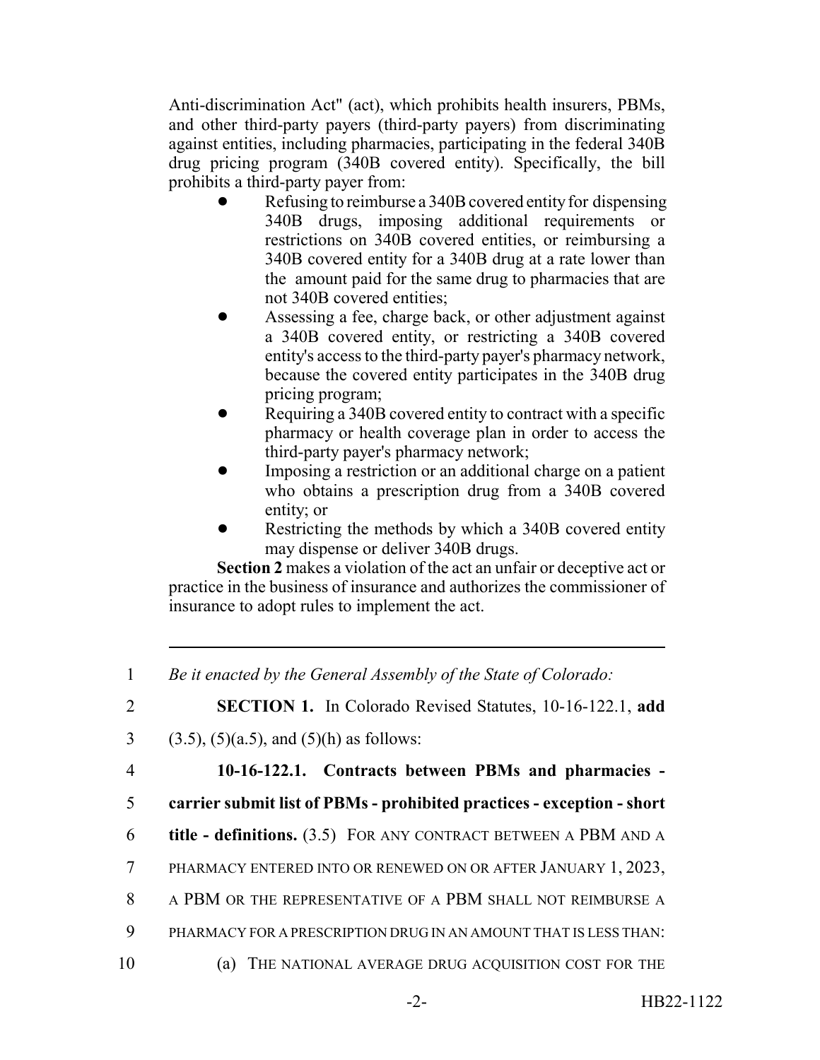Anti-discrimination Act" (act), which prohibits health insurers, PBMs, and other third-party payers (third-party payers) from discriminating against entities, including pharmacies, participating in the federal 340B drug pricing program (340B covered entity). Specifically, the bill prohibits a third-party payer from:

- Refusing to reimburse a 340B covered entity for dispensing 340B drugs, imposing additional requirements or restrictions on 340B covered entities, or reimbursing a 340B covered entity for a 340B drug at a rate lower than the amount paid for the same drug to pharmacies that are not 340B covered entities;
- Assessing a fee, charge back, or other adjustment against a 340B covered entity, or restricting a 340B covered entity's access to the third-party payer's pharmacy network, because the covered entity participates in the 340B drug pricing program;
- Requiring a 340B covered entity to contract with a specific pharmacy or health coverage plan in order to access the third-party payer's pharmacy network;
- Imposing a restriction or an additional charge on a patient who obtains a prescription drug from a 340B covered entity; or
- Restricting the methods by which a 340B covered entity may dispense or deliver 340B drugs.

**Section 2** makes a violation of the act an unfair or deceptive act or practice in the business of insurance and authorizes the commissioner of insurance to adopt rules to implement the act.

---

1 *Be it enacted by the General Assembly of the State of Colorado:*

2 **SECTION 1.** In Colorado Revised Statutes, 10-16-122.1, **add**
3 (3.5), (5)(a.5), and (5)(h) as follows:

4 **10-16-122.1. Contracts between PBMs and pharmacies -**
5 **carrier submit list of PBMs - prohibited practices - exception - short**
6 **title - definitions.** (3.5) FOR ANY CONTRACT BETWEEN A PBM AND A
7 PHARMACY ENTERED INTO OR RENEWED ON OR AFTER JANUARY 1, 2023,
8 A PBM OR THE REPRESENTATIVE OF A PBM SHALL NOT REIMBURSE A
9 PHARMACY FOR A PRESCRIPTION DRUG IN AN AMOUNT THAT IS LESS THAN:
10 (a) THE NATIONAL AVERAGE DRUG ACQUISITION COST FOR THE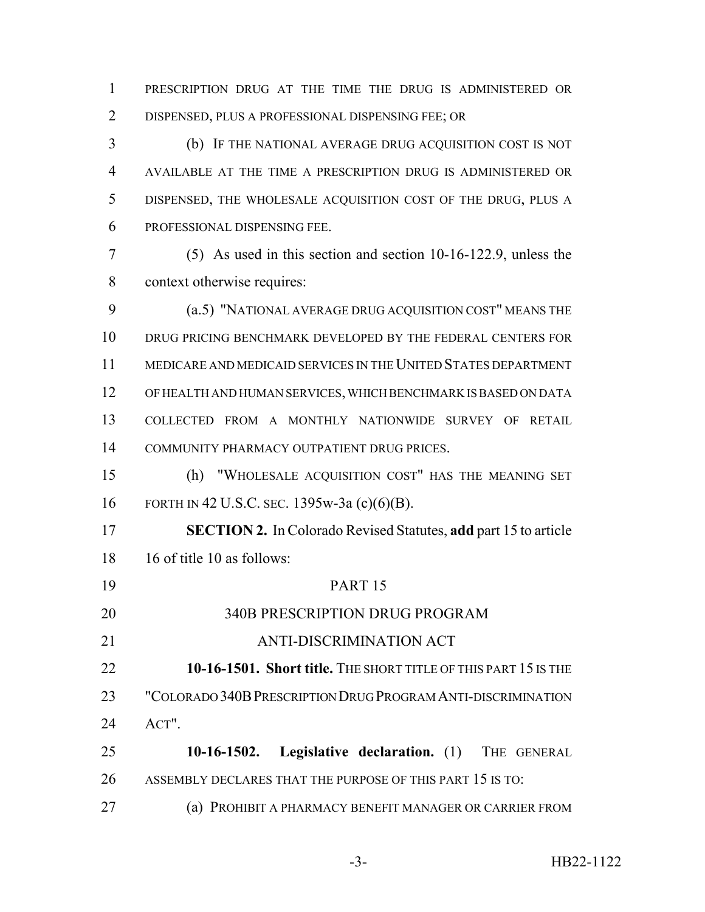PRESCRIPTION DRUG AT THE TIME THE DRUG IS ADMINISTERED OR DISPENSED, PLUS A PROFESSIONAL DISPENSING FEE; OR

(b) IF THE NATIONAL AVERAGE DRUG ACQUISITION COST IS NOT AVAILABLE AT THE TIME A PRESCRIPTION DRUG IS ADMINISTERED OR DISPENSED, THE WHOLESALE ACQUISITION COST OF THE DRUG, PLUS A PROFESSIONAL DISPENSING FEE.

(5) As used in this section and section 10-16-122.9, unless the context otherwise requires:

(a.5) "NATIONAL AVERAGE DRUG ACQUISITION COST" MEANS THE DRUG PRICING BENCHMARK DEVELOPED BY THE FEDERAL CENTERS FOR MEDICARE AND MEDICAID SERVICES IN THE UNITED STATES DEPARTMENT OF HEALTH AND HUMAN SERVICES, WHICH BENCHMARK IS BASED ON DATA COLLECTED FROM A MONTHLY NATIONWIDE SURVEY OF RETAIL COMMUNITY PHARMACY OUTPATIENT DRUG PRICES.

(h) "WHOLESALE ACQUISITION COST" HAS THE MEANING SET FORTH IN 42 U.S.C. SEC. 1395w-3a (c)(6)(B).

**SECTION 2.** In Colorado Revised Statutes, **add** part 15 to article 16 of title 10 as follows:

PART 15

340B PRESCRIPTION DRUG PROGRAM

ANTI-DISCRIMINATION ACT

**10-16-1501. Short title.** THE SHORT TITLE OF THIS PART 15 IS THE "COLORADO 340B PRESCRIPTION DRUG PROGRAM ANTI-DISCRIMINATION ACT".

**10-16-1502. Legislative declaration.** (1) THE GENERAL ASSEMBLY DECLARES THAT THE PURPOSE OF THIS PART 15 IS TO:

(a) PROHIBIT A PHARMACY BENEFIT MANAGER OR CARRIER FROM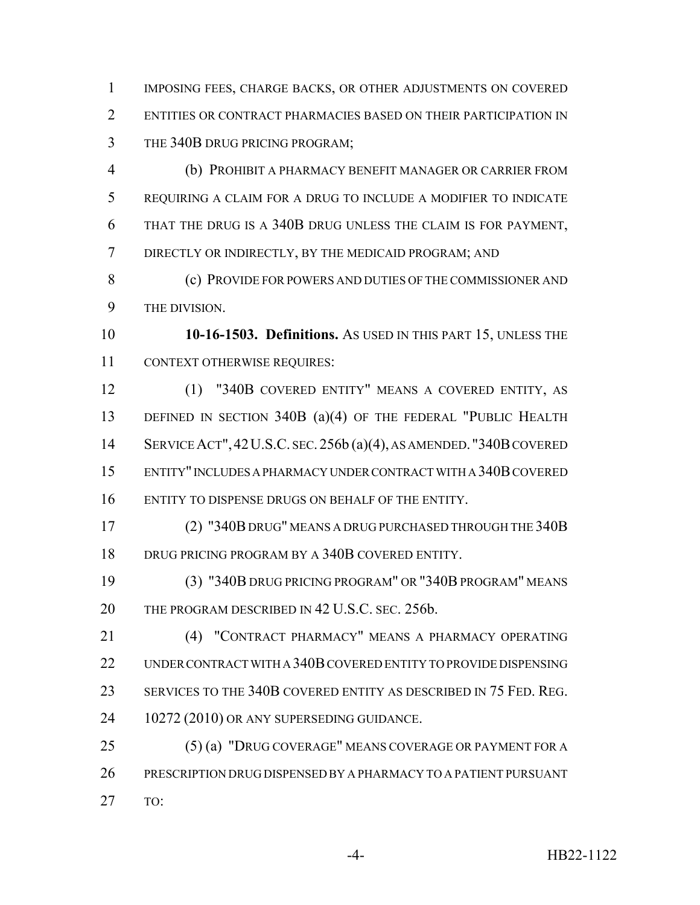IMPOSING FEES, CHARGE BACKS, OR OTHER ADJUSTMENTS ON COVERED ENTITIES OR CONTRACT PHARMACIES BASED ON THEIR PARTICIPATION IN THE 340B DRUG PRICING PROGRAM;

(b) PROHIBIT A PHARMACY BENEFIT MANAGER OR CARRIER FROM REQUIRING A CLAIM FOR A DRUG TO INCLUDE A MODIFIER TO INDICATE THAT THE DRUG IS A 340B DRUG UNLESS THE CLAIM IS FOR PAYMENT, DIRECTLY OR INDIRECTLY, BY THE MEDICAID PROGRAM; AND

(c) PROVIDE FOR POWERS AND DUTIES OF THE COMMISSIONER AND THE DIVISION.

**10-16-1503. Definitions.** AS USED IN THIS PART 15, UNLESS THE CONTEXT OTHERWISE REQUIRES:

(1) "340B COVERED ENTITY" MEANS A COVERED ENTITY, AS DEFINED IN SECTION 340B (a)(4) OF THE FEDERAL "PUBLIC HEALTH SERVICE ACT", 42 U.S.C. SEC. 256b (a)(4), AS AMENDED. "340B COVERED ENTITY" INCLUDES A PHARMACY UNDER CONTRACT WITH A 340B COVERED ENTITY TO DISPENSE DRUGS ON BEHALF OF THE ENTITY.

(2) "340B DRUG" MEANS A DRUG PURCHASED THROUGH THE 340B DRUG PRICING PROGRAM BY A 340B COVERED ENTITY.

(3) "340B DRUG PRICING PROGRAM" OR "340B PROGRAM" MEANS THE PROGRAM DESCRIBED IN 42 U.S.C. SEC. 256b.

(4) "CONTRACT PHARMACY" MEANS A PHARMACY OPERATING UNDER CONTRACT WITH A 340B COVERED ENTITY TO PROVIDE DISPENSING SERVICES TO THE 340B COVERED ENTITY AS DESCRIBED IN 75 FED. REG. 10272 (2010) OR ANY SUPERSEDING GUIDANCE.

(5) (a) "DRUG COVERAGE" MEANS COVERAGE OR PAYMENT FOR A PRESCRIPTION DRUG DISPENSED BY A PHARMACY TO A PATIENT PURSUANT TO: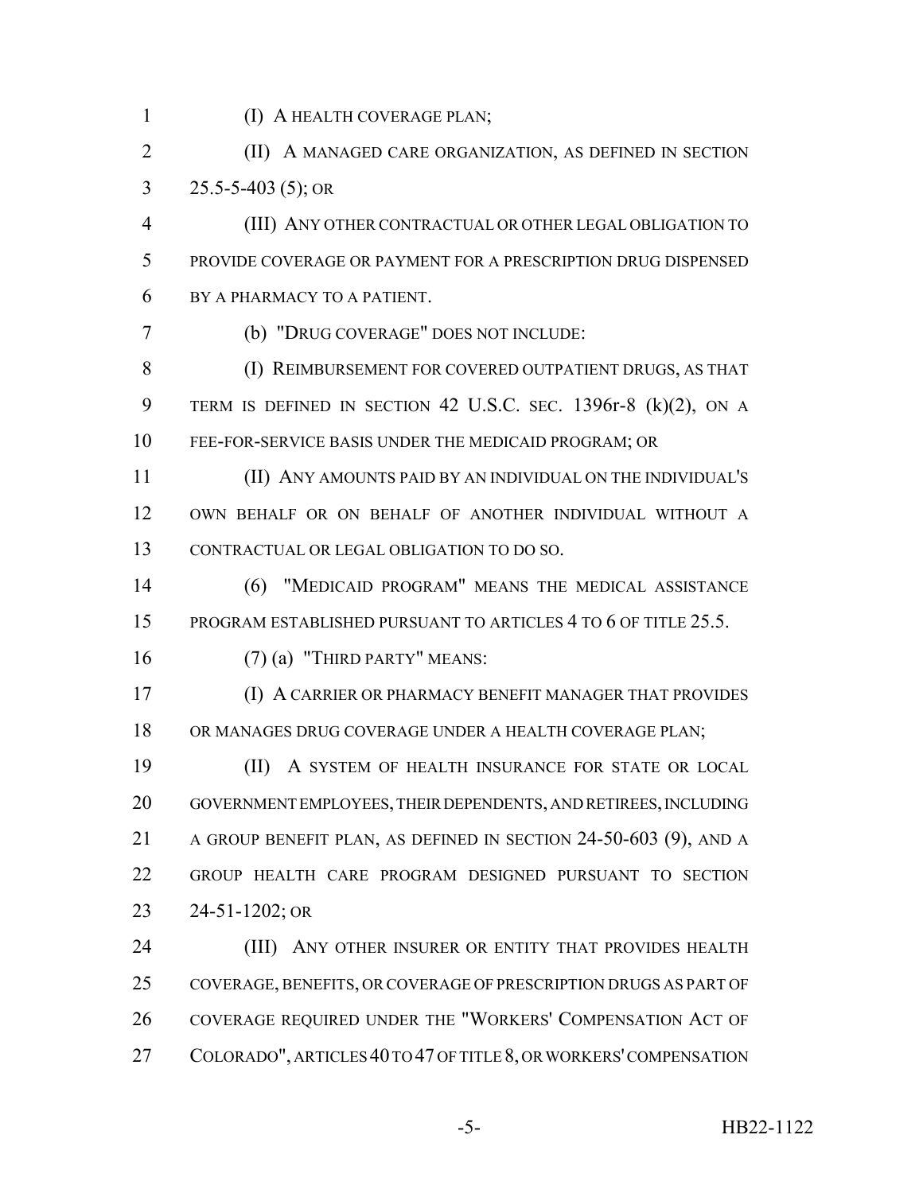(I) A HEALTH COVERAGE PLAN;

(II) A MANAGED CARE ORGANIZATION, AS DEFINED IN SECTION 25.5-5-403 (5); OR

(III) ANY OTHER CONTRACTUAL OR OTHER LEGAL OBLIGATION TO PROVIDE COVERAGE OR PAYMENT FOR A PRESCRIPTION DRUG DISPENSED BY A PHARMACY TO A PATIENT.

(b) "DRUG COVERAGE" DOES NOT INCLUDE:

(I) REIMBURSEMENT FOR COVERED OUTPATIENT DRUGS, AS THAT TERM IS DEFINED IN SECTION 42 U.S.C. SEC. 1396r-8 (k)(2), ON A FEE-FOR-SERVICE BASIS UNDER THE MEDICAID PROGRAM; OR

(II) ANY AMOUNTS PAID BY AN INDIVIDUAL ON THE INDIVIDUAL'S OWN BEHALF OR ON BEHALF OF ANOTHER INDIVIDUAL WITHOUT A CONTRACTUAL OR LEGAL OBLIGATION TO DO SO.

(6) "MEDICAID PROGRAM" MEANS THE MEDICAL ASSISTANCE PROGRAM ESTABLISHED PURSUANT TO ARTICLES 4 TO 6 OF TITLE 25.5.

(7) (a) "THIRD PARTY" MEANS:

(I) A CARRIER OR PHARMACY BENEFIT MANAGER THAT PROVIDES OR MANAGES DRUG COVERAGE UNDER A HEALTH COVERAGE PLAN;

(II) A SYSTEM OF HEALTH INSURANCE FOR STATE OR LOCAL GOVERNMENT EMPLOYEES, THEIR DEPENDENTS, AND RETIREES, INCLUDING A GROUP BENEFIT PLAN, AS DEFINED IN SECTION 24-50-603 (9), AND A GROUP HEALTH CARE PROGRAM DESIGNED PURSUANT TO SECTION 24-51-1202; OR

(III) ANY OTHER INSURER OR ENTITY THAT PROVIDES HEALTH COVERAGE, BENEFITS, OR COVERAGE OF PRESCRIPTION DRUGS AS PART OF COVERAGE REQUIRED UNDER THE "WORKERS' COMPENSATION ACT OF COLORADO", ARTICLES 40 TO 47 OF TITLE 8, OR WORKERS' COMPENSATION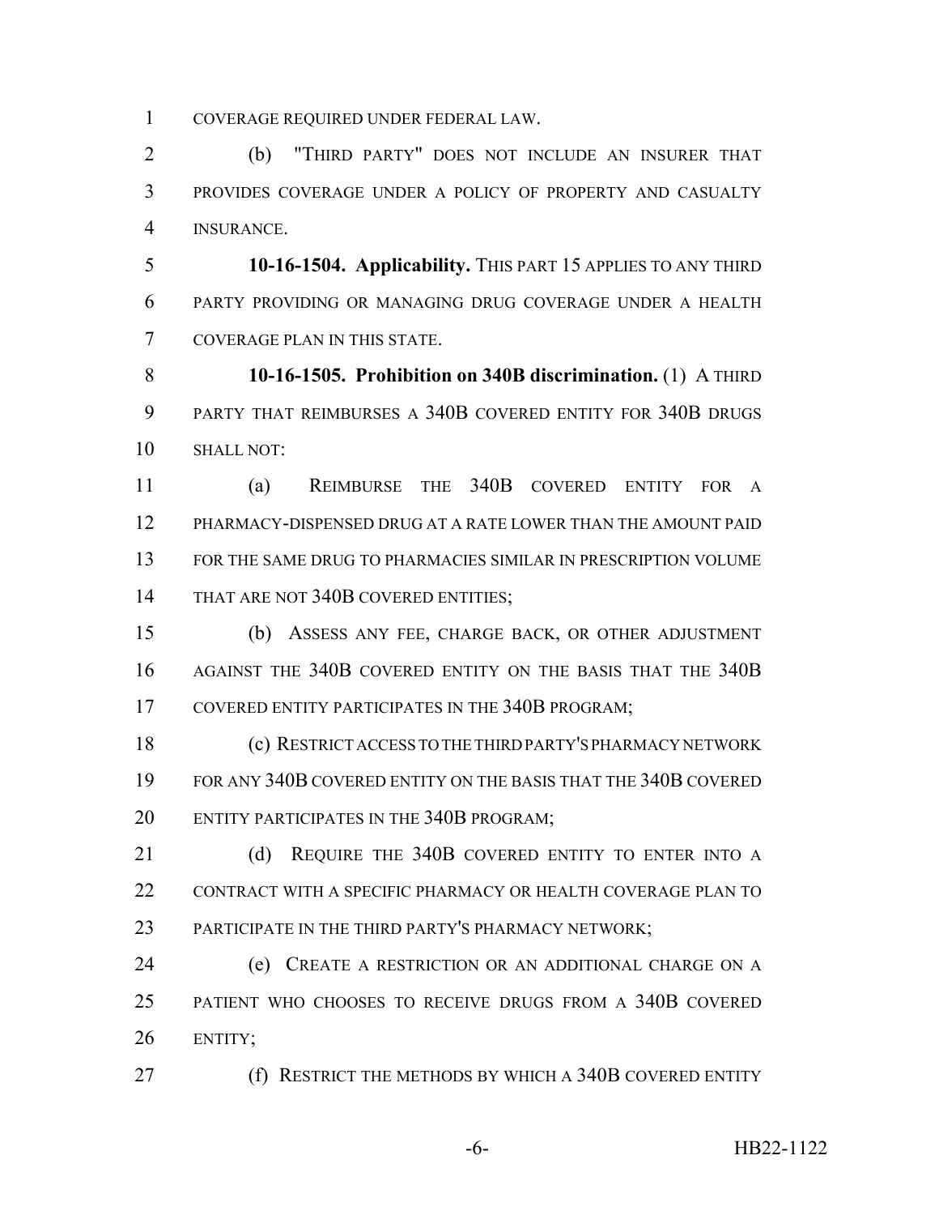COVERAGE REQUIRED UNDER FEDERAL LAW.

(b) "THIRD PARTY" DOES NOT INCLUDE AN INSURER THAT PROVIDES COVERAGE UNDER A POLICY OF PROPERTY AND CASUALTY INSURANCE.

**10-16-1504. Applicability.** THIS PART 15 APPLIES TO ANY THIRD PARTY PROVIDING OR MANAGING DRUG COVERAGE UNDER A HEALTH COVERAGE PLAN IN THIS STATE.

**10-16-1505. Prohibition on 340B discrimination.** (1) A THIRD PARTY THAT REIMBURSES A 340B COVERED ENTITY FOR 340B DRUGS SHALL NOT:

(a) REIMBURSE THE 340B COVERED ENTITY FOR A PHARMACY-DISPENSED DRUG AT A RATE LOWER THAN THE AMOUNT PAID FOR THE SAME DRUG TO PHARMACIES SIMILAR IN PRESCRIPTION VOLUME THAT ARE NOT 340B COVERED ENTITIES;

(b) ASSESS ANY FEE, CHARGE BACK, OR OTHER ADJUSTMENT AGAINST THE 340B COVERED ENTITY ON THE BASIS THAT THE 340B COVERED ENTITY PARTICIPATES IN THE 340B PROGRAM;

(c) RESTRICT ACCESS TO THE THIRD PARTY'S PHARMACY NETWORK FOR ANY 340B COVERED ENTITY ON THE BASIS THAT THE 340B COVERED ENTITY PARTICIPATES IN THE 340B PROGRAM;

(d) REQUIRE THE 340B COVERED ENTITY TO ENTER INTO A CONTRACT WITH A SPECIFIC PHARMACY OR HEALTH COVERAGE PLAN TO PARTICIPATE IN THE THIRD PARTY'S PHARMACY NETWORK;

(e) CREATE A RESTRICTION OR AN ADDITIONAL CHARGE ON A PATIENT WHO CHOOSES TO RECEIVE DRUGS FROM A 340B COVERED ENTITY;

(f) RESTRICT THE METHODS BY WHICH A 340B COVERED ENTITY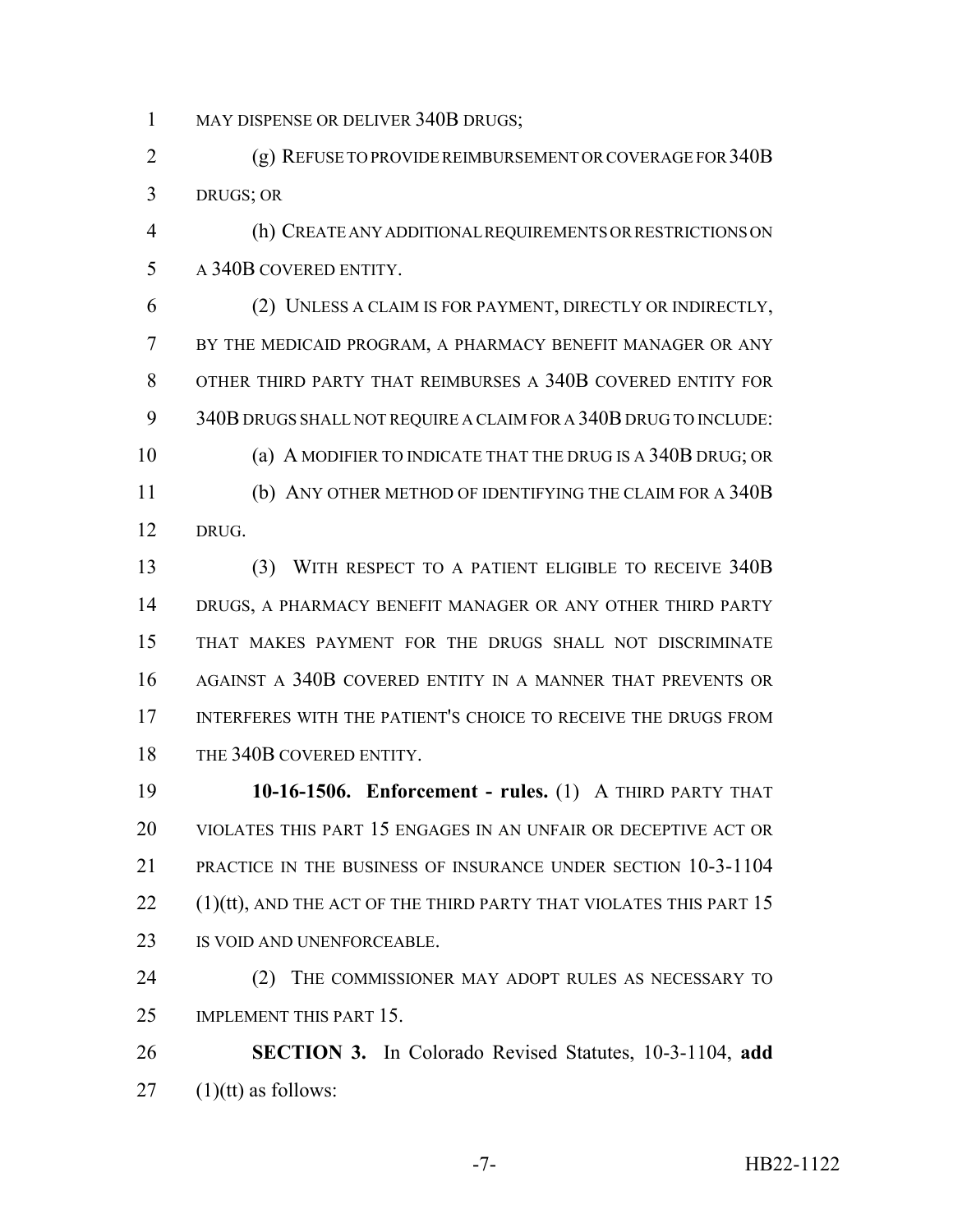MAY DISPENSE OR DELIVER 340B DRUGS;

(g) REFUSE TO PROVIDE REIMBURSEMENT OR COVERAGE FOR 340B DRUGS; OR

(h) CREATE ANY ADDITIONAL REQUIREMENTS OR RESTRICTIONS ON A 340B COVERED ENTITY.

(2) UNLESS A CLAIM IS FOR PAYMENT, DIRECTLY OR INDIRECTLY, BY THE MEDICAID PROGRAM, A PHARMACY BENEFIT MANAGER OR ANY OTHER THIRD PARTY THAT REIMBURSES A 340B COVERED ENTITY FOR 340B DRUGS SHALL NOT REQUIRE A CLAIM FOR A 340B DRUG TO INCLUDE:

(a) A MODIFIER TO INDICATE THAT THE DRUG IS A 340B DRUG; OR

(b) ANY OTHER METHOD OF IDENTIFYING THE CLAIM FOR A 340B DRUG.

(3) WITH RESPECT TO A PATIENT ELIGIBLE TO RECEIVE 340B DRUGS, A PHARMACY BENEFIT MANAGER OR ANY OTHER THIRD PARTY THAT MAKES PAYMENT FOR THE DRUGS SHALL NOT DISCRIMINATE AGAINST A 340B COVERED ENTITY IN A MANNER THAT PREVENTS OR INTERFERES WITH THE PATIENT'S CHOICE TO RECEIVE THE DRUGS FROM THE 340B COVERED ENTITY.

**10-16-1506. Enforcement - rules.** (1) A THIRD PARTY THAT VIOLATES THIS PART 15 ENGAGES IN AN UNFAIR OR DECEPTIVE ACT OR PRACTICE IN THE BUSINESS OF INSURANCE UNDER SECTION 10-3-1104 (1)(tt), AND THE ACT OF THE THIRD PARTY THAT VIOLATES THIS PART 15 IS VOID AND UNENFORCEABLE.

(2) THE COMMISSIONER MAY ADOPT RULES AS NECESSARY TO IMPLEMENT THIS PART 15.

**SECTION 3.** In Colorado Revised Statutes, 10-3-1104, **add** (1)(tt) as follows: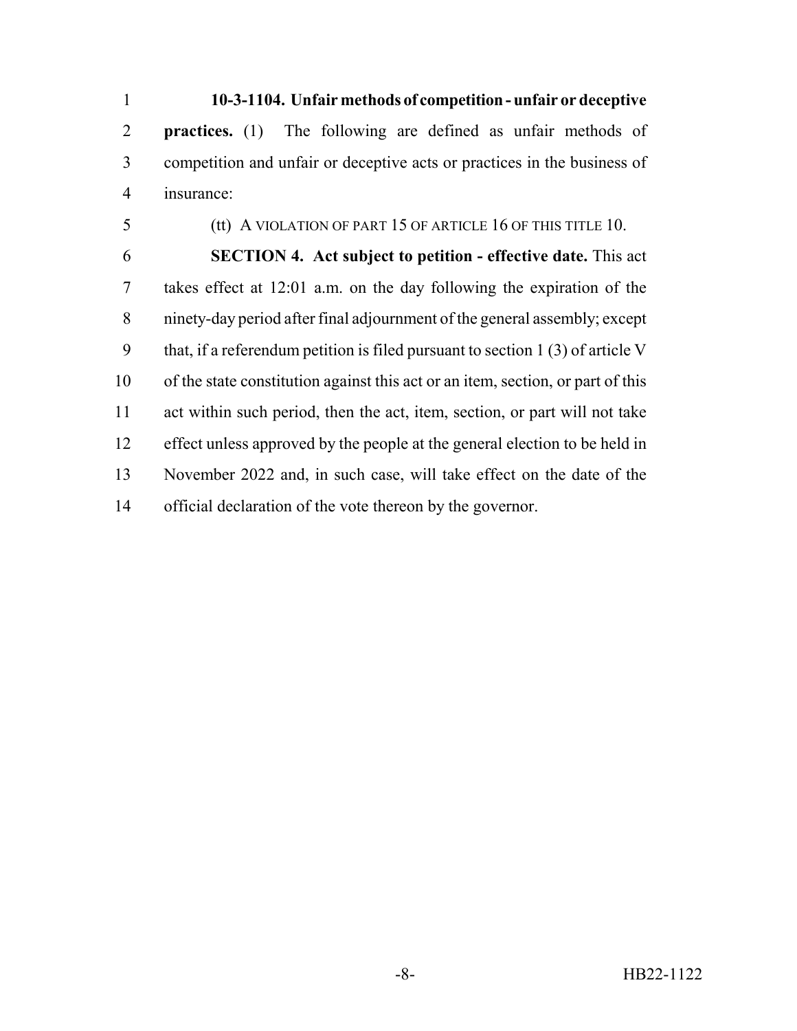**10-3-1104. Unfair methods of competition - unfair or deceptive practices.** (1) The following are defined as unfair methods of competition and unfair or deceptive acts or practices in the business of insurance:

(tt) A VIOLATION OF PART 15 OF ARTICLE 16 OF THIS TITLE 10.

**SECTION 4. Act subject to petition - effective date.** This act takes effect at 12:01 a.m. on the day following the expiration of the ninety-day period after final adjournment of the general assembly; except that, if a referendum petition is filed pursuant to section 1 (3) of article V of the state constitution against this act or an item, section, or part of this act within such period, then the act, item, section, or part will not take effect unless approved by the people at the general election to be held in November 2022 and, in such case, will take effect on the date of the official declaration of the vote thereon by the governor.